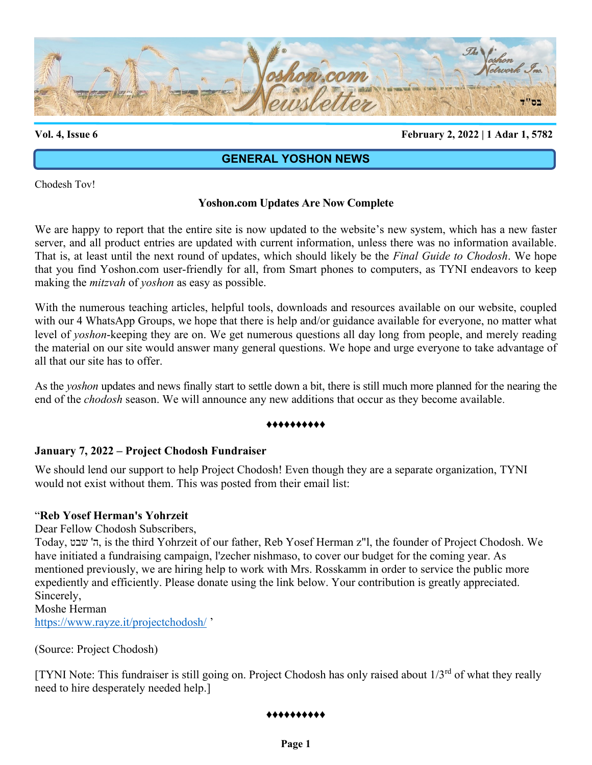**Vol. 4, Issue 6** **February 2, 2022 | 1 Adar 1, 5782**

## GENERAL YOSHON NEWS

Chodesh Tov!

**Yoshon.com Updates Are Now Complete**

We are happy to report that the entire site is now updated to the website's new system, which has a new faster server, and all product entries are updated with current information, unless there was no information available. That is, at least until the next round of updates, which should likely be the *Final Guide to Chodosh*. We hope that you find Yoshon.com user-friendly for all, from Smart phones to computers, as TYNI endeavors to keep making the *mitzvah* of *yoshon* as easy as possible.

With the numerous teaching articles, helpful tools, downloads and resources available on our website, coupled with our 4 WhatsApp Groups, we hope that there is help and/or guidance available for everyone, no matter what level of *yoshon*-keeping they are on. We get numerous questions all day long from people, and merely reading the material on our site would answer many general questions. We hope and urge everyone to take advantage of all that our site has to offer.

As the *yoshon* updates and news finally start to settle down a bit, there is still much more planned for the nearing the end of the *chodosh* season. We will announce any new additions that occur as they become available.

♦♦♦♦♦♦♦♦♦♦

**January 7, 2022 – Project Chodosh Fundraiser**

We should lend our support to help Project Chodosh! Even though they are a separate organization, TYNI would not exist without them. This was posted from their email list:

"**Reb Yosef Herman's Yohrzeit**
Dear Fellow Chodosh Subscribers,
Today, ה' שבט, is the third Yohrzeit of our father, Reb Yosef Herman z"l, the founder of Project Chodosh. We have initiated a fundraising campaign, l'zecher nishmaso, to cover our budget for the coming year. As mentioned previously, we are hiring help to work with Mrs. Rosskamm in order to service the public more expediently and efficiently. Please donate using the link below. Your contribution is greatly appreciated.
Sincerely,
Moshe Herman
https://www.rayze.it/projectchodosh/ "

(Source: Project Chodosh)

[TYNI Note: This fundraiser is still going on. Project Chodosh has only raised about 1/3rd of what they really need to hire desperately needed help.]

♦♦♦♦♦♦♦♦♦♦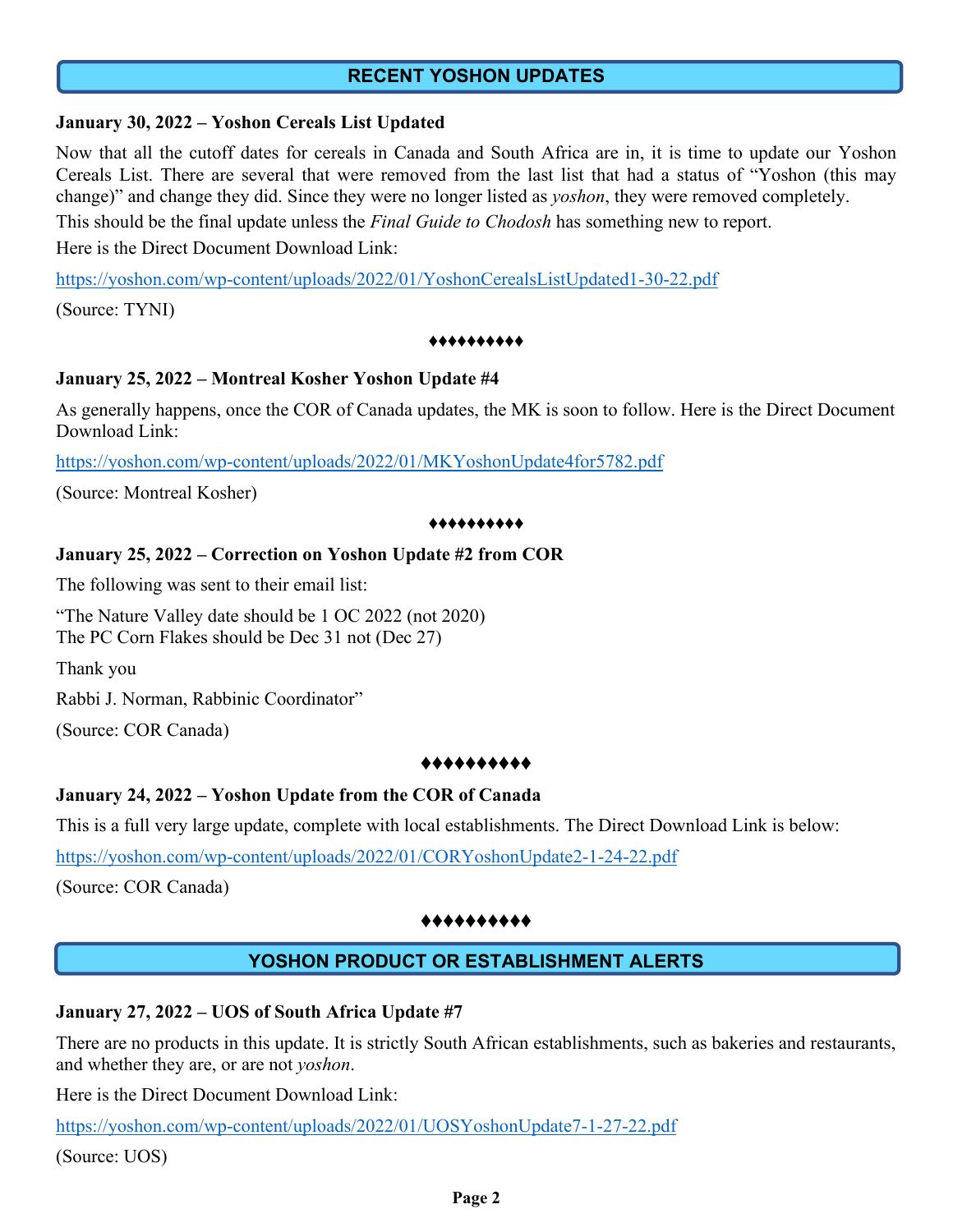## RECENT YOSHON UPDATES

**January 30, 2022 – Yoshon Cereals List Updated**

Now that all the cutoff dates for cereals in Canada and South Africa are in, it is time to update our Yoshon Cereals List. There are several that were removed from the last list that had a status of "Yoshon (this may change)" and change they did. Since they were no longer listed as *yoshon*, they were removed completely.

This should be the final update unless the *Final Guide to Chodosh* has something new to report.

Here is the Direct Document Download Link:

https://yoshon.com/wp-content/uploads/2022/01/YoshonCerealsListUpdated1-30-22.pdf

(Source: TYNI)

♦♦♦♦♦♦♦♦♦♦

**January 25, 2022 – Montreal Kosher Yoshon Update #4**

As generally happens, once the COR of Canada updates, the MK is soon to follow. Here is the Direct Document Download Link:

https://yoshon.com/wp-content/uploads/2022/01/MKYoshonUpdate4for5782.pdf

(Source: Montreal Kosher)

♦♦♦♦♦♦♦♦♦♦

**January 25, 2022 – Correction on Yoshon Update #2 from COR**

The following was sent to their email list:

"The Nature Valley date should be 1 OC 2022 (not 2020)
The PC Corn Flakes should be Dec 31 not (Dec 27)

Thank you

Rabbi J. Norman, Rabbinic Coordinator"

(Source: COR Canada)

♦♦♦♦♦♦♦♦♦♦

**January 24, 2022 – Yoshon Update from the COR of Canada**

This is a full very large update, complete with local establishments. The Direct Download Link is below:

https://yoshon.com/wp-content/uploads/2022/01/CORYoshonUpdate2-1-24-22.pdf

(Source: COR Canada)

♦♦♦♦♦♦♦♦♦♦

## YOSHON PRODUCT OR ESTABLISHMENT ALERTS

**January 27, 2022 – UOS of South Africa Update #7**

There are no products in this update. It is strictly South African establishments, such as bakeries and restaurants, and whether they are, or are not *yoshon*.

Here is the Direct Document Download Link:

https://yoshon.com/wp-content/uploads/2022/01/UOSYoshonUpdate7-1-27-22.pdf

(Source: UOS)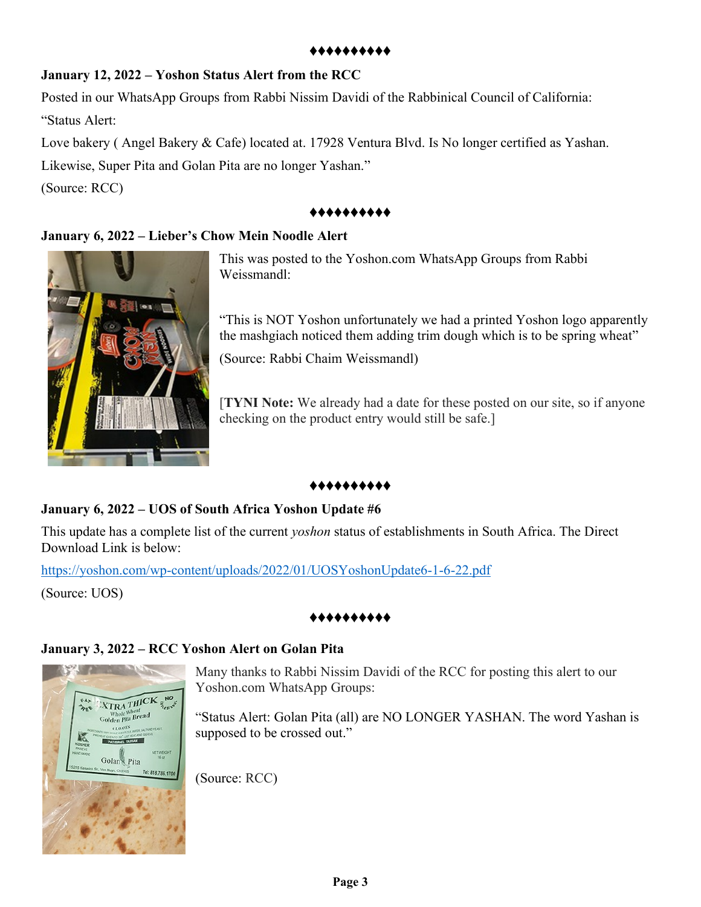♦♦♦♦♦♦♦♦♦♦

**January 12, 2022 – Yoshon Status Alert from the RCC**

Posted in our WhatsApp Groups from Rabbi Nissim Davidi of the Rabbinical Council of California:

"Status Alert:

Love bakery ( Angel Bakery & Cafe) located at. 17928 Ventura Blvd. Is No longer certified as Yashan.

Likewise, Super Pita and Golan Pita are no longer Yashan."

(Source: RCC)

♦♦♦♦♦♦♦♦♦♦

**January 6, 2022 – Lieber's Chow Mein Noodle Alert**

This was posted to the Yoshon.com WhatsApp Groups from Rabbi Weissmandl:

"This is NOT Yoshon unfortunately we had a printed Yoshon logo apparently the mashgiach noticed them adding trim dough which is to be spring wheat"

(Source: Rabbi Chaim Weissmandl)

[**TYNI Note:** We already had a date for these posted on our site, so if anyone checking on the product entry would still be safe.]

♦♦♦♦♦♦♦♦♦♦

**January 6, 2022 – UOS of South Africa Yoshon Update #6**

This update has a complete list of the current *yoshon* status of establishments in South Africa. The Direct Download Link is below:

https://yoshon.com/wp-content/uploads/2022/01/UOSYoshonUpdate6-1-6-22.pdf

(Source: UOS)

♦♦♦♦♦♦♦♦♦♦

**January 3, 2022 – RCC Yoshon Alert on Golan Pita**

Many thanks to Rabbi Nissim Davidi of the RCC for posting this alert to our Yoshon.com WhatsApp Groups:

"Status Alert: Golan Pita (all) are NO LONGER YASHAN. The word Yashan is supposed to be crossed out."

(Source: RCC)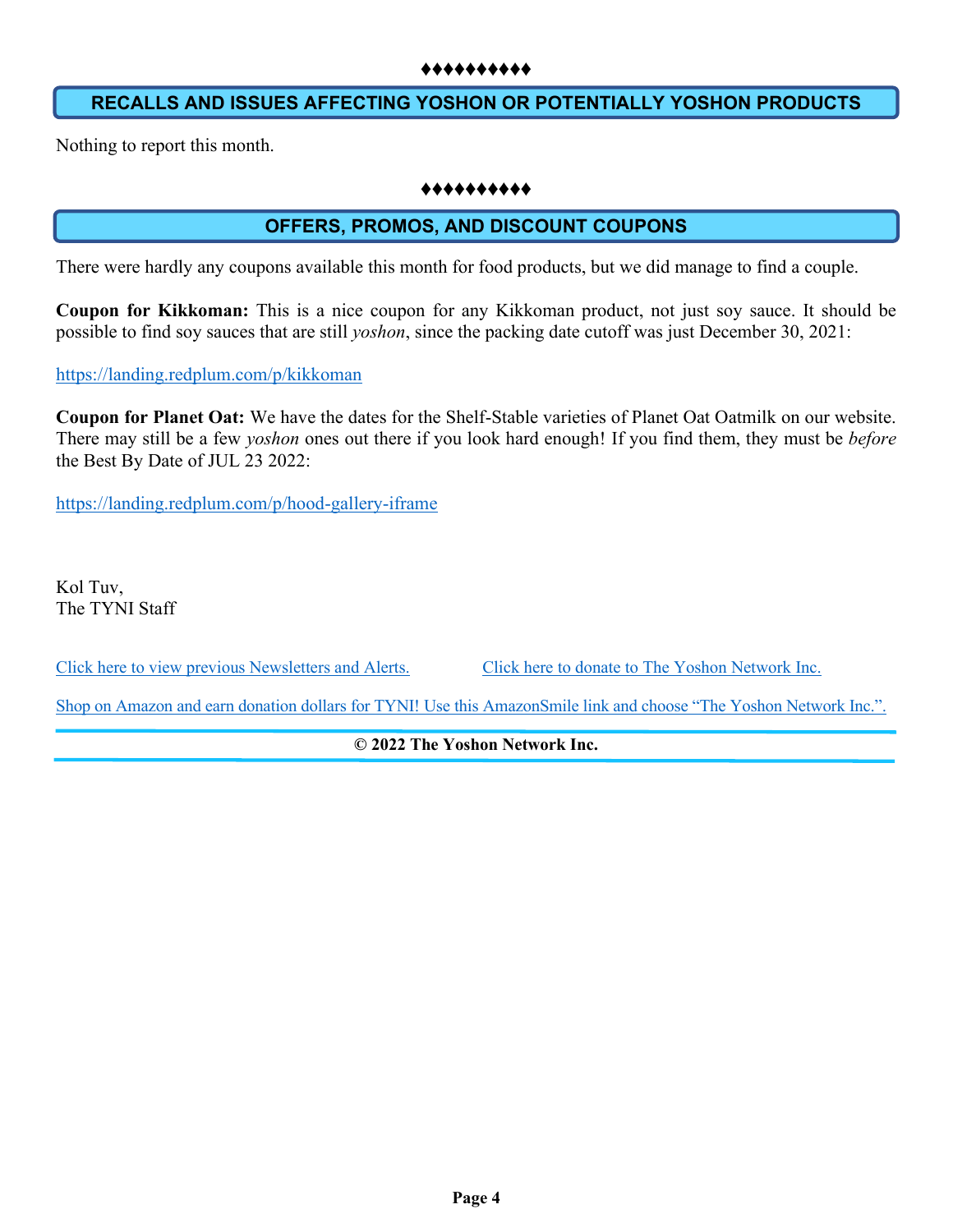♦♦♦♦♦♦♦♦♦♦

## RECALLS AND ISSUES AFFECTING YOSHON OR POTENTIALLY YOSHON PRODUCTS

Nothing to report this month.

♦♦♦♦♦♦♦♦♦♦

## OFFERS, PROMOS, AND DISCOUNT COUPONS

There were hardly any coupons available this month for food products, but we did manage to find a couple.

**Coupon for Kikkoman:** This is a nice coupon for any Kikkoman product, not just soy sauce. It should be possible to find soy sauces that are still *yoshon*, since the packing date cutoff was just December 30, 2021:

[https://landing.redplum.com/p/kikkoman](https://landing.redplum.com/p/kikkoman)

**Coupon for Planet Oat:** We have the dates for the Shelf-Stable varieties of Planet Oat Oatmilk on our website. There may still be a few *yoshon* ones out there if you look hard enough! If you find them, they must be *before* the Best By Date of JUL 23 2022:

[https://landing.redplum.com/p/hood-gallery-iframe](https://landing.redplum.com/p/hood-gallery-iframe)

Kol Tuv,
The TYNI Staff

Click here to view previous Newsletters and Alerts.    Click here to donate to The Yoshon Network Inc.

Shop on Amazon and earn donation dollars for TYNI! Use this AmazonSmile link and choose "The Yoshon Network Inc.".

**© 2022 The Yoshon Network Inc.**